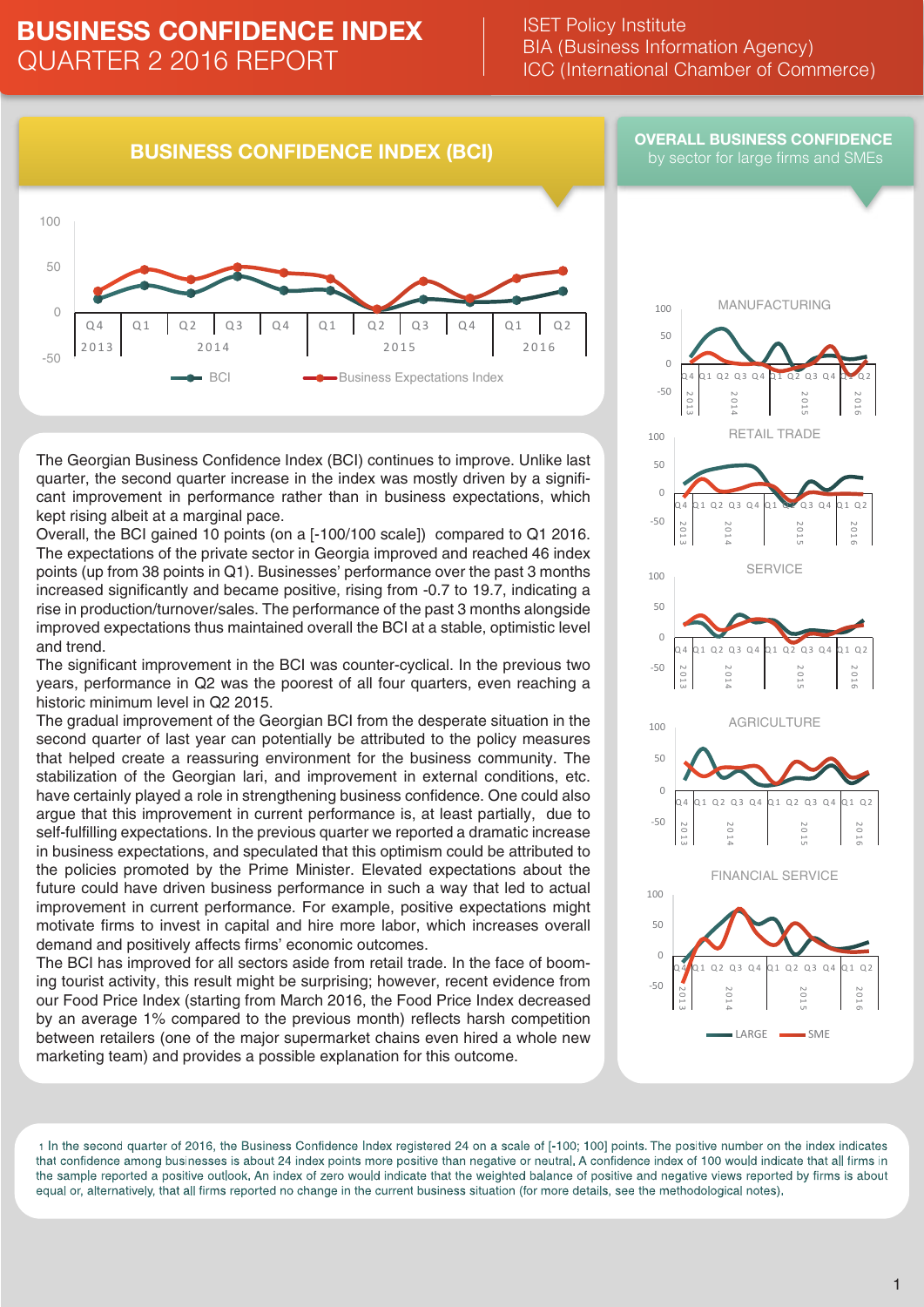# BUSINESS CONFIDENCE INDEX
## QUARTER 2 2016 REPORT

ISET Policy Institute
BIA (Business Information Agency)
ICC (International Chamber of Commerce)

### BUSINESS CONFIDENCE INDEX (BCI)

### OVERALL BUSINESS CONFIDENCE
by sector for large firms and SMEs

The Georgian Business Confidence Index (BCI) continues to improve. Unlike last quarter, the second quarter increase in the index was mostly driven by a significant improvement in performance rather than in business expectations, which kept rising albeit at a marginal pace.

Overall, the BCI gained 10 points (on a [-100/100 scale]) compared to Q1 2016. The expectations of the private sector in Georgia improved and reached 46 index points (up from 38 points in Q1). Businesses' performance over the past 3 months increased significantly and became positive, rising from -0.7 to 19.7, indicating a rise in production/turnover/sales. The performance of the past 3 months alongside improved expectations thus maintained overall the BCI at a stable, optimistic level and trend.

The significant improvement in the BCI was counter-cyclical. In the previous two years, performance in Q2 was the poorest of all four quarters, even reaching a historic minimum level in Q2 2015.

The gradual improvement of the Georgian BCI from the desperate situation in the second quarter of last year can potentially be attributed to the policy measures that helped create a reassuring environment for the business community. The stabilization of the Georgian lari, and improvement in external conditions, etc. have certainly played a role in strengthening business confidence. One could also argue that this improvement in current performance is, at least partially, due to self-fulfilling expectations. In the previous quarter we reported a dramatic increase in business expectations, and speculated that this optimism could be attributed to the policies promoted by the Prime Minister. Elevated expectations about the future could have driven business performance in such a way that led to actual improvement in current performance. For example, positive expectations might motivate firms to invest in capital and hire more labor, which increases overall demand and positively affects firms' economic outcomes.

The BCI has improved for all sectors aside from retail trade. In the face of booming tourist activity, this result might be surprising; however, recent evidence from our Food Price Index (starting from March 2016, the Food Price Index decreased by an average 1% compared to the previous month) reflects harsh competition between retailers (one of the major supermarket chains even hired a whole new marketing team) and provides a possible explanation for this outcome.

[1] In the second quarter of 2016, the Business Confidence Index registered 24 on a scale of [-100; 100] points. The positive number on the index indicates that confidence among businesses is about 24 index points more positive than negative or neutral. A confidence index of 100 would indicate that all firms in the sample reported a positive outlook. An index of zero would indicate that the weighted balance of positive and negative views reported by firms is about equal or, alternatively, that all firms reported no change in the current business situation (for more details, see the methodological notes).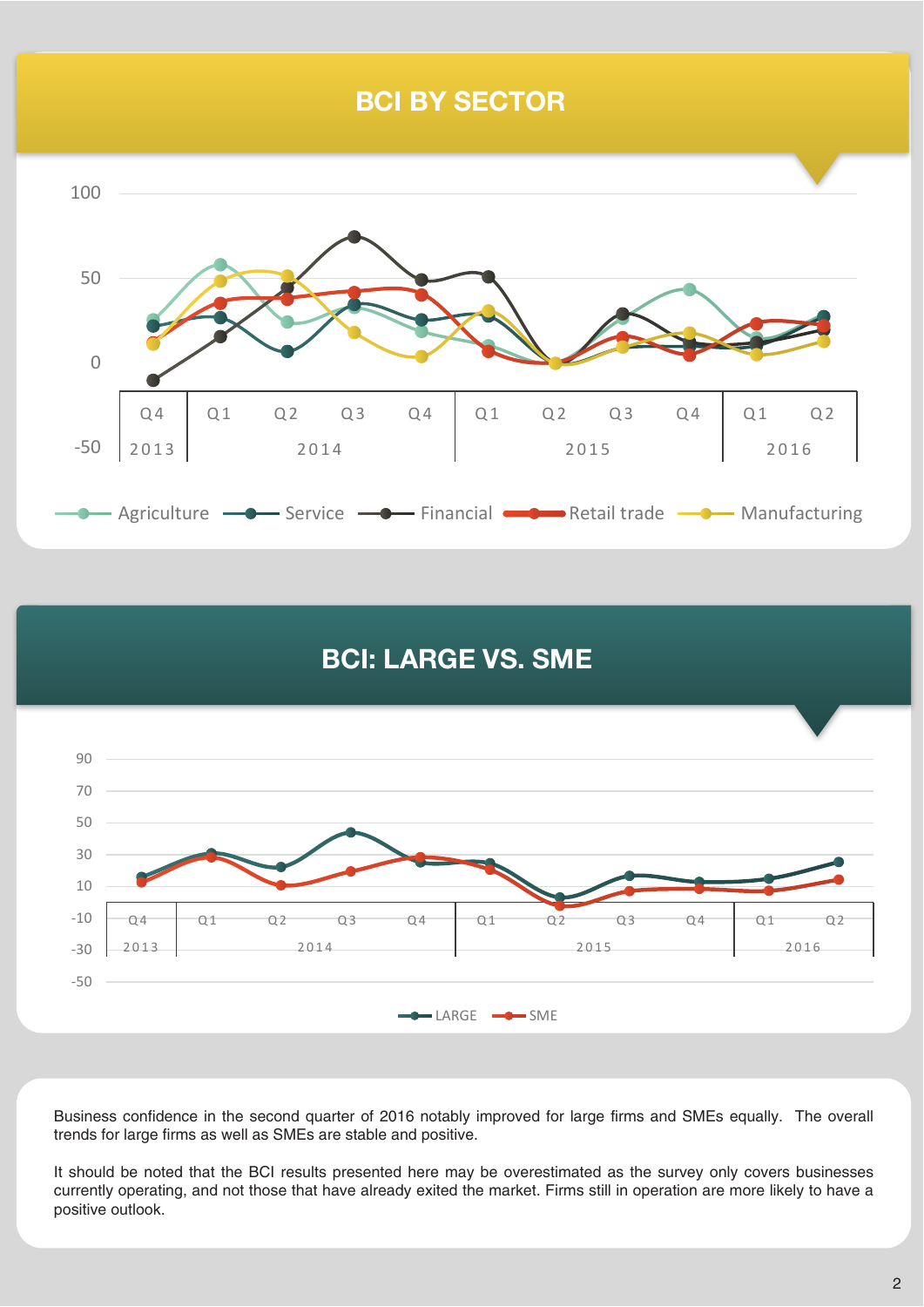## BCI BY SECTOR

## BCI: LARGE VS. SME

Business confidence in the second quarter of 2016 notably improved for large firms and SMEs equally. The overall trends for large firms as well as SMEs are stable and positive.

It should be noted that the BCI results presented here may be overestimated as the survey only covers businesses currently operating, and not those that have already exited the market. Firms still in operation are more likely to have a positive outlook.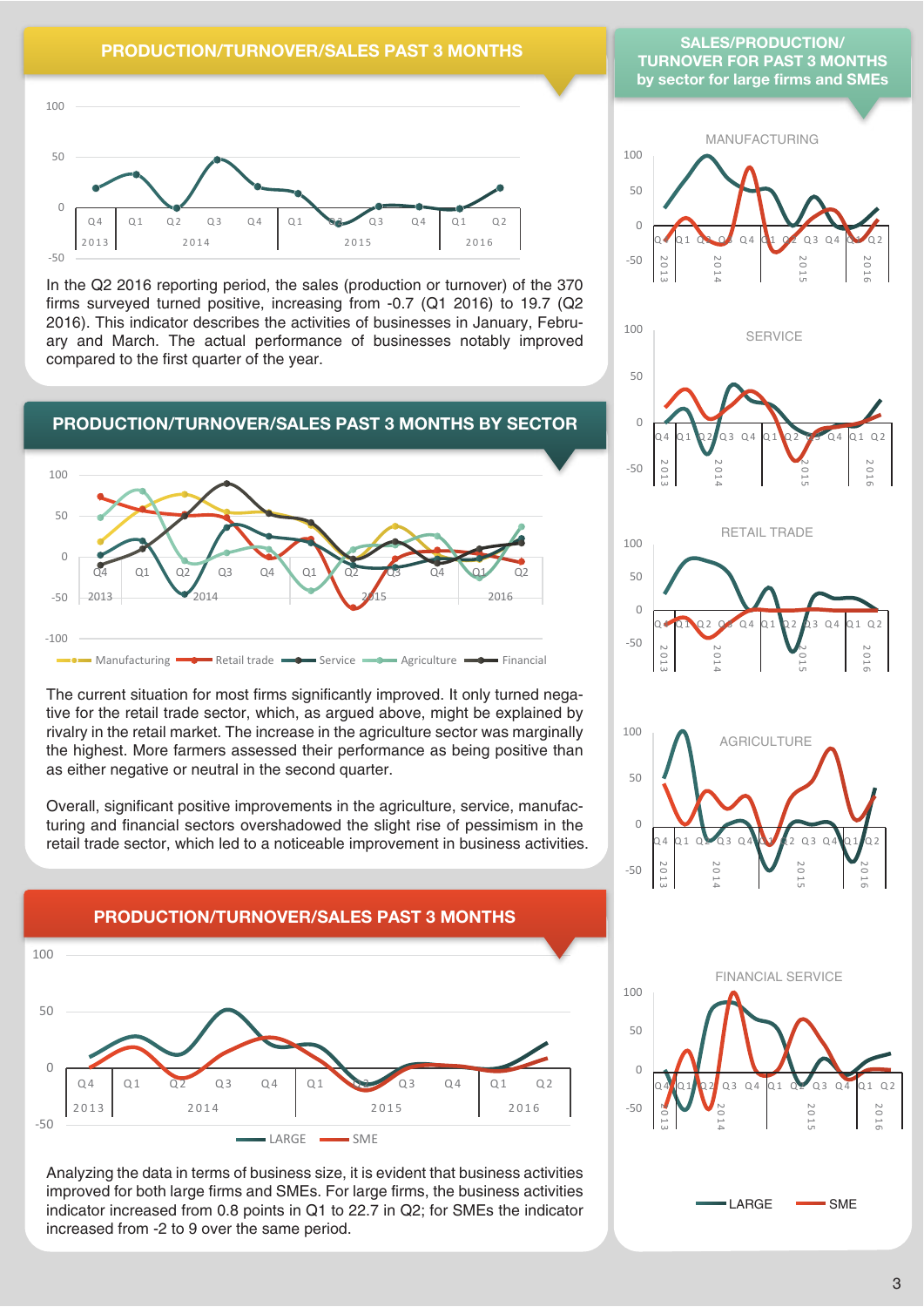## PRODUCTION/TURNOVER/SALES PAST 3 MONTHS

In the Q2 2016 reporting period, the sales (production or turnover) of the 370 firms surveyed turned positive, increasing from -0.7 (Q1 2016) to 19.7 (Q2 2016). This indicator describes the activities of businesses in January, February and March. The actual performance of businesses notably improved compared to the first quarter of the year.

## PRODUCTION/TURNOVER/SALES PAST 3 MONTHS BY SECTOR

The current situation for most firms significantly improved. It only turned negative for the retail trade sector, which, as argued above, might be explained by rivalry in the retail market. The increase in the agriculture sector was marginally the highest. More farmers assessed their performance as being positive than as either negative or neutral in the second quarter.

Overall, significant positive improvements in the agriculture, service, manufacturing and financial sectors overshadowed the slight rise of pessimism in the retail trade sector, which led to a noticeable improvement in business activities.

## PRODUCTION/TURNOVER/SALES PAST 3 MONTHS

Analyzing the data in terms of business size, it is evident that business activities improved for both large firms and SMEs. For large firms, the business activities indicator increased from 0.8 points in Q1 to 22.7 in Q2; for SMEs the indicator increased from -2 to 9 over the same period.

## SALES/PRODUCTION/TURNOVER FOR PAST 3 MONTHS by sector for large firms and SMEs

MANUFACTURING

SERVICE

RETAIL TRADE

AGRICULTURE

FINANCIAL SERVICE

LARGE SME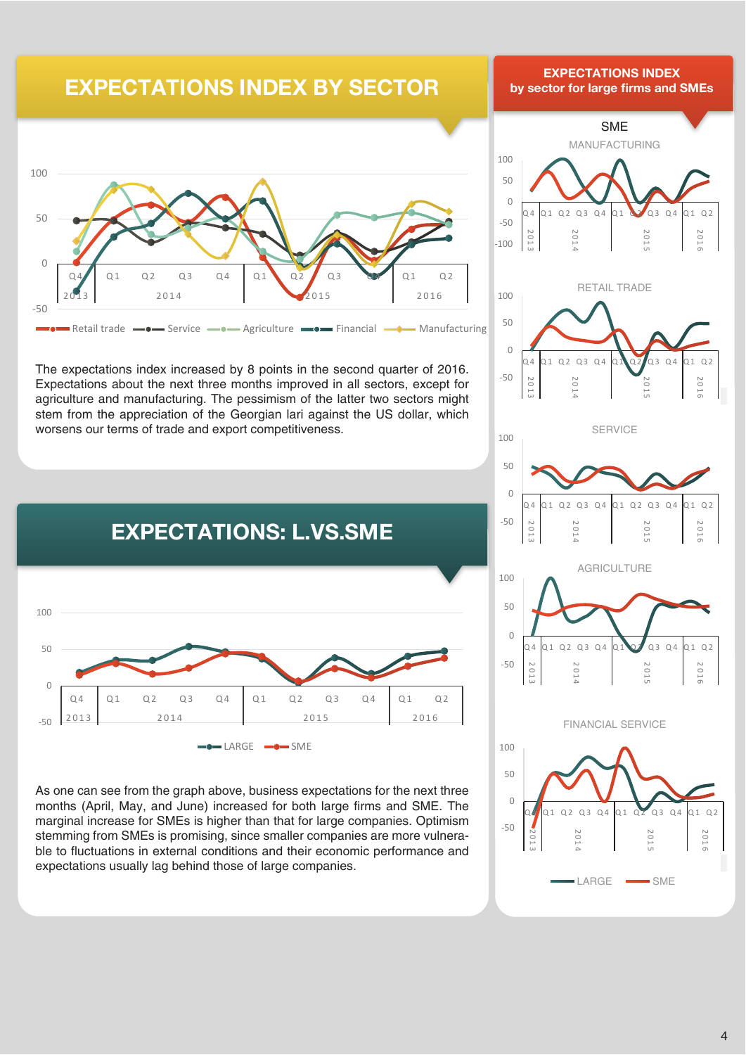# EXPECTATIONS INDEX BY SECTOR

The expectations index increased by 8 points in the second quarter of 2016. Expectations about the next three months improved in all sectors, except for agriculture and manufacturing. The pessimism of the latter two sectors might stem from the appreciation of the Georgian lari against the US dollar, which worsens our terms of trade and export competitiveness.

# EXPECTATIONS: L.VS.SME

As one can see from the graph above, business expectations for the next three months (April, May, and June) increased for both large firms and SME. The marginal increase for SMEs is higher than that for large companies. Optimism stemming from SMEs is promising, since smaller companies are more vulnerable to fluctuations in external conditions and their economic performance and expectations usually lag behind those of large companies.

## EXPECTATIONS INDEX by sector for large firms and SMEs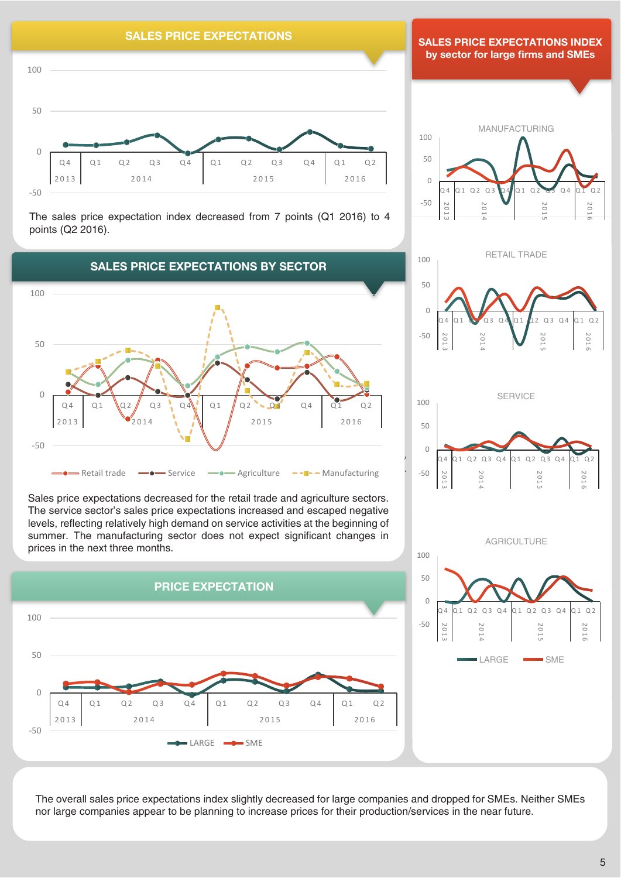## SALES PRICE EXPECTATIONS

The sales price expectation index decreased from 7 points (Q1 2016) to 4 points (Q2 2016).

## SALES PRICE EXPECTATIONS BY SECTOR

Sales price expectations decreased for the retail trade and agriculture sectors. The service sector's sales price expectations increased and escaped negative levels, reflecting relatively high demand on service activities at the beginning of summer. The manufacturing sector does not expect significant changes in prices in the next three months.

## PRICE EXPECTATION

## SALES PRICE EXPECTATIONS INDEX by sector for large firms and SMEs

The overall sales price expectations index slightly decreased for large companies and dropped for SMEs. Neither SMEs nor large companies appear to be planning to increase prices for their production/services in the near future.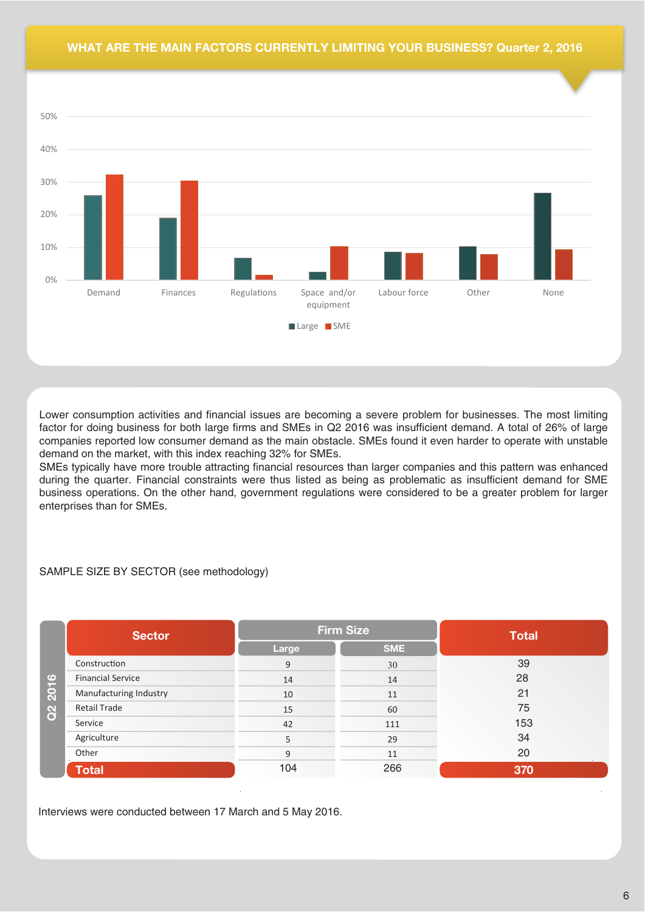## WHAT ARE THE MAIN FACTORS CURRENTLY LIMITING YOUR BUSINESS? Quarter 2, 2016

Lower consumption activities and financial issues are becoming a severe problem for businesses. The most limiting factor for doing business for both large firms and SMEs in Q2 2016 was insufficient demand. A total of 26% of large companies reported low consumer demand as the main obstacle. SMEs found it even harder to operate with unstable demand on the market, with this index reaching 32% for SMEs.

SMEs typically have more trouble attracting financial resources than larger companies and this pattern was enhanced during the quarter. Financial constraints were thus listed as being as problematic as insufficient demand for SME business operations. On the other hand, government regulations were considered to be a greater problem for larger enterprises than for SMEs.

SAMPLE SIZE BY SECTOR (see methodology)

| Q2 2016 Sector | Firm Size: Large | Firm Size: SME | Total |
|---|---|---|---|
| Construction | 9 | 30 | 39 |
| Financial Service | 14 | 14 | 28 |
| Manufacturing Industry | 10 | 11 | 21 |
| Retail Trade | 15 | 60 | 75 |
| Service | 42 | 111 | 153 |
| Agriculture | 5 | 29 | 34 |
| Other | 9 | 11 | 20 |
| **Total** | 104 | 266 | **370** |

Interviews were conducted between 17 March and 5 May 2016.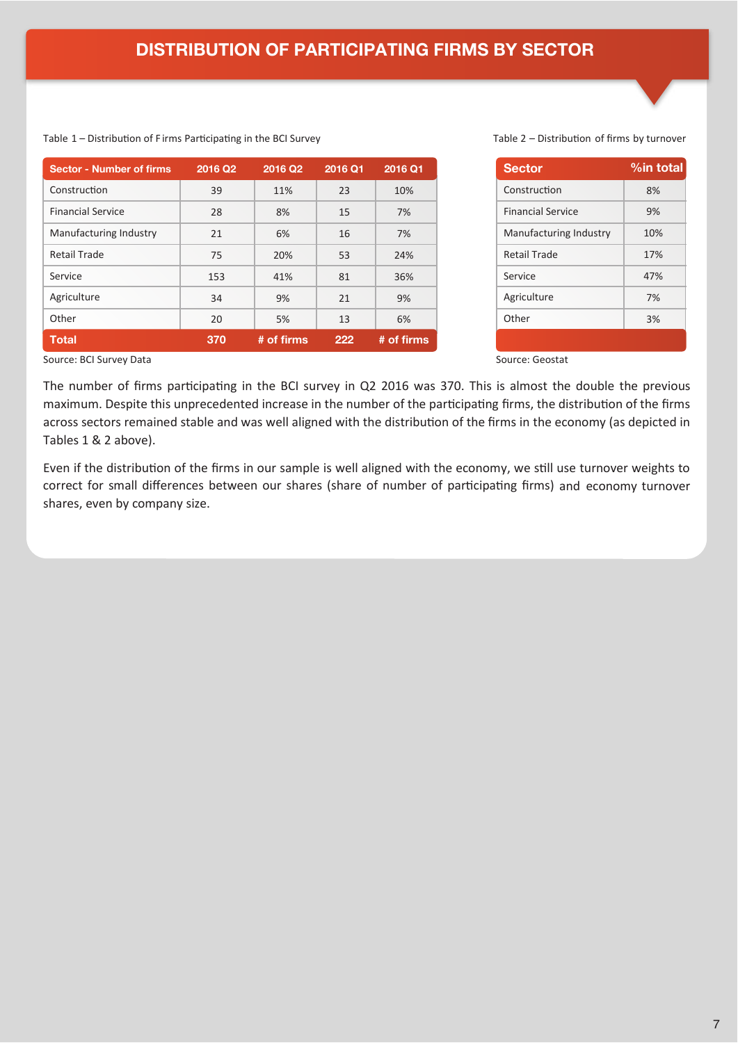# DISTRIBUTION OF PARTICIPATING FIRMS BY SECTOR

Table 1 – Distribution of Firms Participating in the BCI Survey

| Sector - Number of firms | 2016 Q2 | 2016 Q2 | 2016 Q1 | 2016 Q1 |
|---|---|---|---|---|
| Construction | 39 | 11% | 23 | 10% |
| Financial Service | 28 | 8% | 15 | 7% |
| Manufacturing Industry | 21 | 6% | 16 | 7% |
| Retail Trade | 75 | 20% | 53 | 24% |
| Service | 153 | 41% | 81 | 36% |
| Agriculture | 34 | 9% | 21 | 9% |
| Other | 20 | 5% | 13 | 6% |
| **Total** | **370** | **# of firms** | **222** | **# of firms** |

Source: BCI Survey Data

Table 2 – Distribution of firms by turnover

| Sector | %in total |
|---|---|
| Construction | 8% |
| Financial Service | 9% |
| Manufacturing Industry | 10% |
| Retail Trade | 17% |
| Service | 47% |
| Agriculture | 7% |
| Other | 3% |

Source: Geostat

The number of firms participating in the BCI survey in Q2 2016 was 370. This is almost the double the previous maximum. Despite this unprecedented increase in the number of the participating firms, the distribution of the firms across sectors remained stable and was well aligned with the distribution of the firms in the economy (as depicted in Tables 1 & 2 above).

Even if the distribution of the firms in our sample is well aligned with the economy, we still use turnover weights to correct for small differences between our shares (share of number of participating firms) and economy turnover shares, even by company size.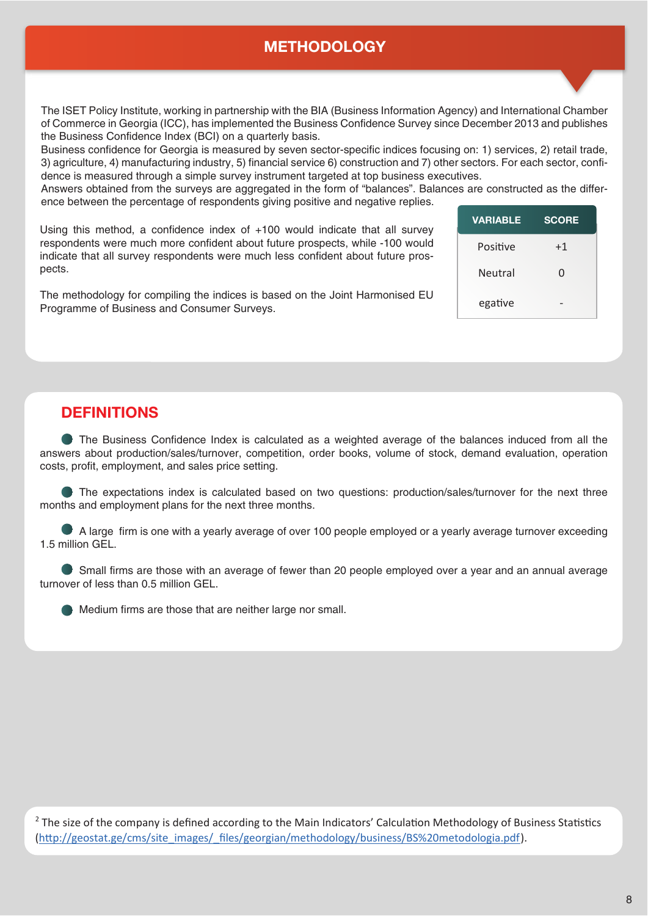# METHODOLOGY

The ISET Policy Institute, working in partnership with the BIA (Business Information Agency) and International Chamber of Commerce in Georgia (ICC), has implemented the Business Confidence Survey since December 2013 and publishes the Business Confidence Index (BCI) on a quarterly basis.
Business confidence for Georgia is measured by seven sector-specific indices focusing on: 1) services, 2) retail trade, 3) agriculture, 4) manufacturing industry, 5) financial service 6) construction and 7) other sectors. For each sector, confidence is measured through a simple survey instrument targeted at top business executives.
Answers obtained from the surveys are aggregated in the form of "balances". Balances are constructed as the difference between the percentage of respondents giving positive and negative replies.

Using this method, a confidence index of +100 would indicate that all survey respondents were much more confident about future prospects, while -100 would indicate that all survey respondents were much less confident about future prospects.

The methodology for compiling the indices is based on the Joint Harmonised EU Programme of Business and Consumer Surveys.

| VARIABLE | SCORE |
|---|---|
| Positive | +1 |
| Neutral | 0 |
| egative | - |

## DEFINITIONS

- The Business Confidence Index is calculated as a weighted average of the balances induced from all the answers about production/sales/turnover, competition, order books, volume of stock, demand evaluation, operation costs, profit, employment, and sales price setting.
- The expectations index is calculated based on two questions: production/sales/turnover for the next three months and employment plans for the next three months.
- A large firm is one with a yearly average of over 100 people employed or a yearly average turnover exceeding 1.5 million GEL.
- Small firms are those with an average of fewer than 20 people employed over a year and an annual average turnover of less than 0.5 million GEL.
- Medium firms are those that are neither large nor small.

[2] The size of the company is defined according to the Main Indicators' Calculation Methodology of Business Statistics (http://geostat.ge/cms/site_images/_files/georgian/methodology/business/BS%20metodologia.pdf).